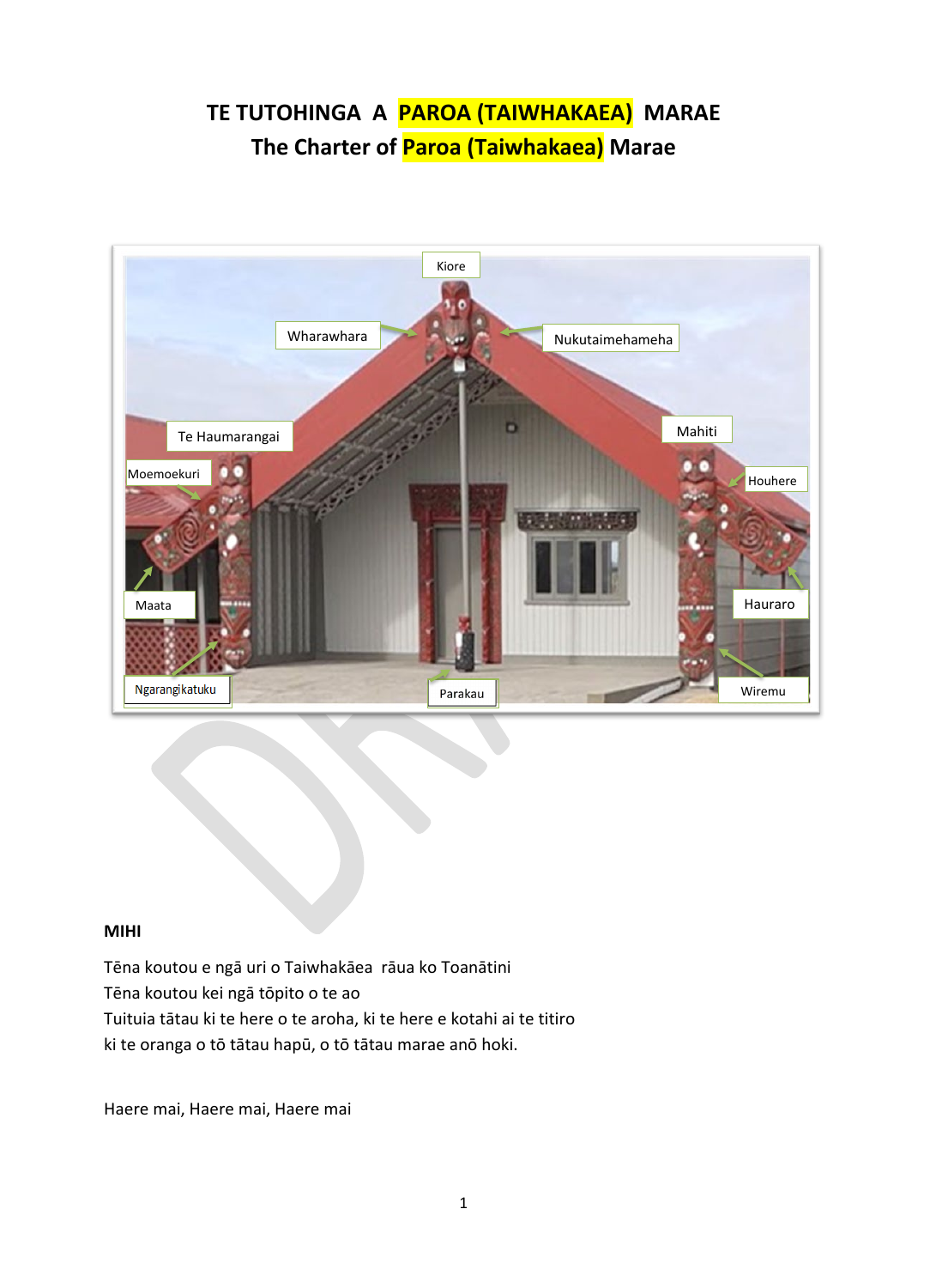# TE TUTOHINGA A PAROA (TAIWHAKAEA) MARAE
# The Charter of Paroa (Taiwhakaea) Marae

Kiore

Wharawhara

Nukutaimehameha

Te Haumarangai

Mahiti

Moemoekuri

Houhere

Maata

Hauraro

Ngarangikatuku

Parakau

Wiremu

**MIHI**

Tēna koutou e ngā uri o Taiwhakāea rāua ko Toanātini
Tēna koutou kei ngā tōpito o te ao
Tuituia tātau ki te here o te aroha, ki te here e kotahi ai te titiro
ki te oranga o tō tātau hapū, o tō tātau marae anō hoki.

Haere mai, Haere mai, Haere mai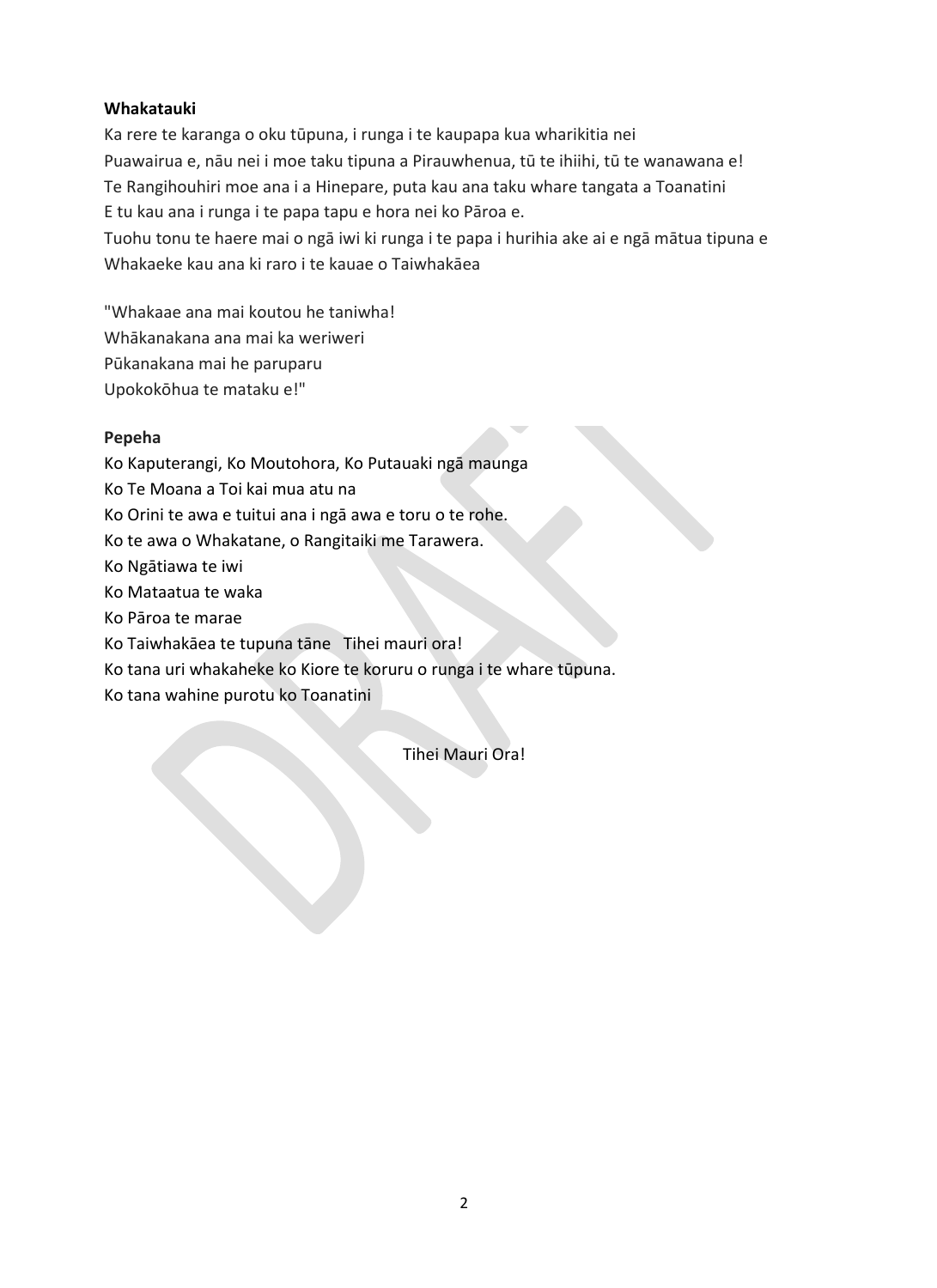**Whakatauki**

Ka rere te karanga o oku tūpuna, i runga i te kaupapa kua wharikitia nei
Puawairua e, nāu nei i moe taku tipuna a Pirauwhenua, tū te ihiihi, tū te wanawana e!
Te Rangihouhiri moe ana i a Hinepare, puta kau ana taku whare tangata a Toanatini
E tu kau ana i runga i te papa tapu e hora nei ko Pāroa e.
Tuohu tonu te haere mai o ngā iwi ki runga i te papa i hurihia ake ai e ngā mātua tipuna e
Whakaeke kau ana ki raro i te kauae o Taiwhakāea

"Whakaae ana mai koutou he taniwha!
Whākanakana ana mai ka weriweri
Pūkanakana mai he paruparu
Upokokōhua te mataku e!"

**Pepeha**

Ko Kaputerangi, Ko Moutohora, Ko Putauaki ngā maunga
Ko Te Moana a Toi kai mua atu na
Ko Orini te awa e tuitui ana i ngā awa e toru o te rohe.
Ko te awa o Whakatane, o Rangitaiki me Tarawera.
Ko Ngātiawa te iwi
Ko Mataatua te waka
Ko Pāroa te marae
Ko Taiwhakāea te tupuna tāne Tihei mauri ora!
Ko tana uri whakaheke ko Kiore te koruru o runga i te whare tūpuna.
Ko tana wahine purotu ko Toanatini

Tihei Mauri Ora!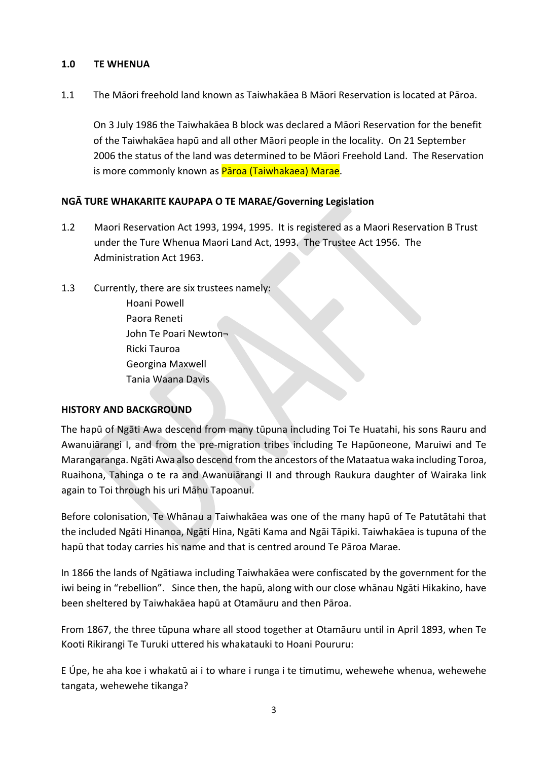## 1.0 TE WHENUA

1.1 The Māori freehold land known as Taiwhakāea B Māori Reservation is located at Pāroa.

On 3 July 1986 the Taiwhakāea B block was declared a Māori Reservation for the benefit of the Taiwhakāea hapū and all other Māori people in the locality. On 21 September 2006 the status of the land was determined to be Māori Freehold Land. The Reservation is more commonly known as Pāroa (Taiwhakaea) Marae.

### NGĀ TURE WHAKARITE KAUPAPA O TE MARAE/Governing Legislation

1.2 Maori Reservation Act 1993, 1994, 1995. It is registered as a Maori Reservation B Trust under the Ture Whenua Maori Land Act, 1993. The Trustee Act 1956. The Administration Act 1963.

1.3 Currently, there are six trustees namely:

- Hoani Powell
- Paora Reneti
- John Te Poari Newton¬
- Ricki Tauroa
- Georgina Maxwell
- Tania Waana Davis

### HISTORY AND BACKGROUND

The hapū of Ngāti Awa descend from many tūpuna including Toi Te Huatahi, his sons Rauru and Awanuiārangi I, and from the pre-migration tribes including Te Hapūoneone, Maruiwi and Te Marangaranga. Ngāti Awa also descend from the ancestors of the Mataatua waka including Toroa, Ruaihona, Tahinga o te ra and Awanuiārangi II and through Raukura daughter of Wairaka link again to Toi through his uri Māhu Tapoanui.

Before colonisation, Te Whānau a Taiwhakāea was one of the many hapū of Te Patutātahi that the included Ngāti Hinanoa, Ngāti Hina, Ngāti Kama and Ngāi Tāpiki. Taiwhakāea is tupuna of the hapū that today carries his name and that is centred around Te Pāroa Marae.

In 1866 the lands of Ngātiawa including Taiwhakāea were confiscated by the government for the iwi being in "rebellion". Since then, the hapū, along with our close whānau Ngāti Hikakino, have been sheltered by Taiwhakāea hapū at Otamāuru and then Pāroa.

From 1867, the three tūpuna whare all stood together at Otamāuru until in April 1893, when Te Kooti Rikirangi Te Turuki uttered his whakatauki to Hoani Poururu:

E Úpe, he aha koe i whakatū ai i to whare i runga i te timutimu, wehewehe whenua, wehewehe tangata, wehewehe tikanga?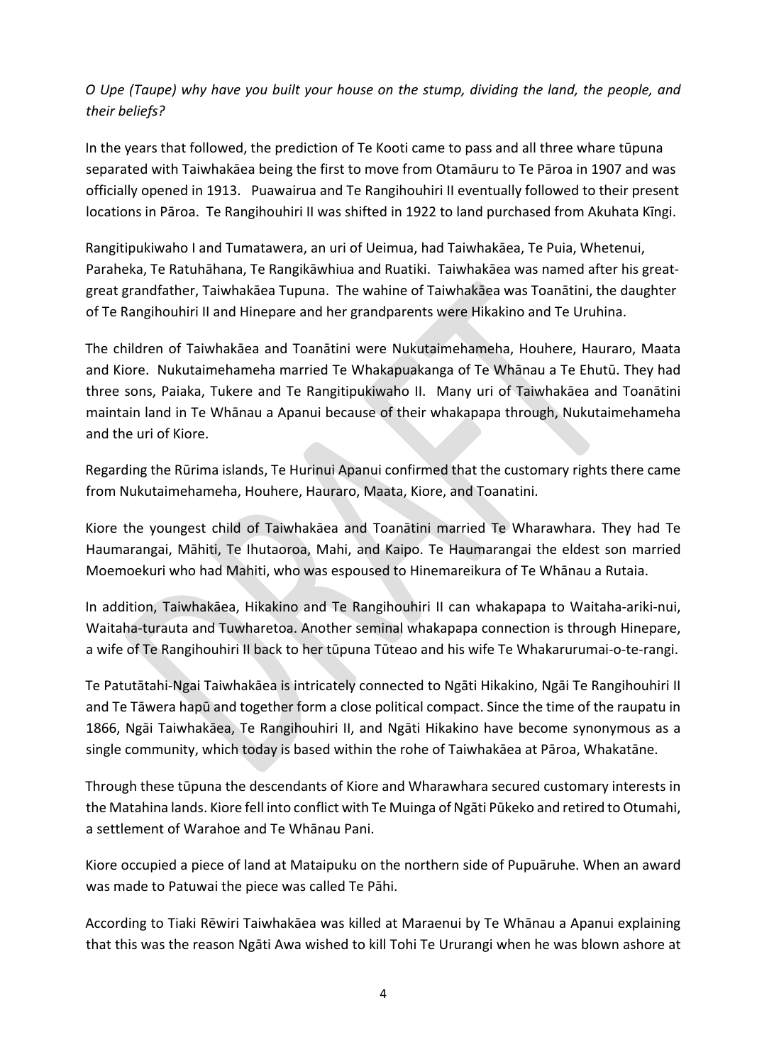*O Upe (Taupe) why have you built your house on the stump, dividing the land, the people, and their beliefs?*

In the years that followed, the prediction of Te Kooti came to pass and all three whare tūpuna separated with Taiwhakāea being the first to move from Otamāuru to Te Pāroa in 1907 and was officially opened in 1913. Puawairua and Te Rangihouhiri II eventually followed to their present locations in Pāroa. Te Rangihouhiri II was shifted in 1922 to land purchased from Akuhata Kīngi.

Rangitipukiwaho I and Tumatawera, an uri of Ueimua, had Taiwhakāea, Te Puia, Whetenui, Paraheka, Te Ratuhāhana, Te Rangikāwhiua and Ruatiki. Taiwhakāea was named after his great-great grandfather, Taiwhakāea Tupuna. The wahine of Taiwhakāea was Toanātini, the daughter of Te Rangihouhiri II and Hinepare and her grandparents were Hikakino and Te Uruhina.

The children of Taiwhakāea and Toanātini were Nukutaimehameha, Houhere, Hauraro, Maata and Kiore. Nukutaimehameha married Te Whakapuakanga of Te Whānau a Te Ehutū. They had three sons, Paiaka, Tukere and Te Rangitipukiwaho II. Many uri of Taiwhakāea and Toanātini maintain land in Te Whānau a Apanui because of their whakapapa through, Nukutaimehameha and the uri of Kiore.

Regarding the Rūrima islands, Te Hurinui Apanui confirmed that the customary rights there came from Nukutaimehameha, Houhere, Hauraro, Maata, Kiore, and Toanatini.

Kiore the youngest child of Taiwhakāea and Toanātini married Te Wharawhara. They had Te Haumarangai, Māhiti, Te Ihutaoroa, Mahi, and Kaipo. Te Haumarangai the eldest son married Moemoekuri who had Mahiti, who was espoused to Hinemareikura of Te Whānau a Rutaia.

In addition, Taiwhakāea, Hikakino and Te Rangihouhiri II can whakapapa to Waitaha-ariki-nui, Waitaha-turauta and Tuwharetoa. Another seminal whakapapa connection is through Hinepare, a wife of Te Rangihouhiri II back to her tūpuna Tūteao and his wife Te Whakarurumai-o-te-rangi.

Te Patutātahi-Ngai Taiwhakāea is intricately connected to Ngāti Hikakino, Ngāi Te Rangihouhiri II and Te Tāwera hapū and together form a close political compact. Since the time of the raupatu in 1866, Ngāi Taiwhakāea, Te Rangihouhiri II, and Ngāti Hikakino have become synonymous as a single community, which today is based within the rohe of Taiwhakāea at Pāroa, Whakatāne.

Through these tūpuna the descendants of Kiore and Wharawhara secured customary interests in the Matahina lands. Kiore fell into conflict with Te Muinga of Ngāti Pūkeko and retired to Otumahi, a settlement of Warahoe and Te Whānau Pani.

Kiore occupied a piece of land at Mataipuku on the northern side of Pupuāruhe. When an award was made to Patuwai the piece was called Te Pāhi.

According to Tiaki Rēwiri Taiwhakāea was killed at Maraenui by Te Whānau a Apanui explaining that this was the reason Ngāti Awa wished to kill Tohi Te Ururangi when he was blown ashore at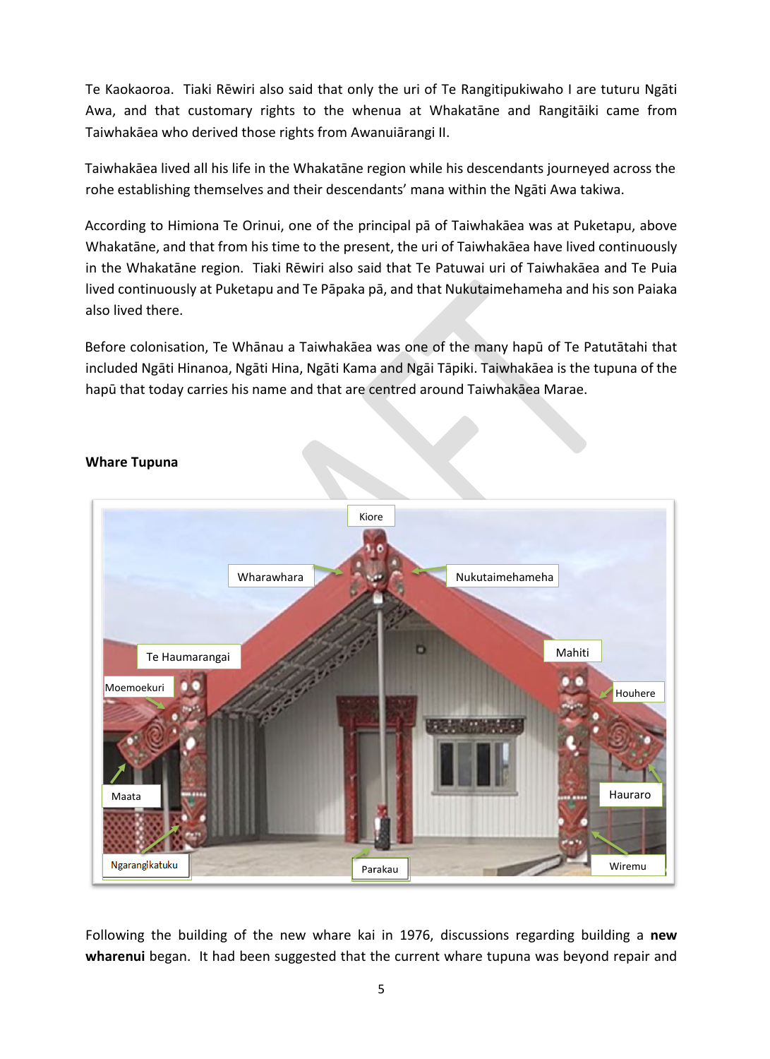Te Kaokaoroa. Tiaki Rēwiri also said that only the uri of Te Rangitipukiwaho I are tuturu Ngāti Awa, and that customary rights to the whenua at Whakatāne and Rangitāiki came from Taiwhakāea who derived those rights from Awanuiārangi II.

Taiwhakāea lived all his life in the Whakatāne region while his descendants journeyed across the rohe establishing themselves and their descendants' mana within the Ngāti Awa takiwa.

According to Himiona Te Orinui, one of the principal pā of Taiwhakāea was at Puketapu, above Whakatāne, and that from his time to the present, the uri of Taiwhakāea have lived continuously in the Whakatāne region. Tiaki Rēwiri also said that Te Patuwai uri of Taiwhakāea and Te Puia lived continuously at Puketapu and Te Pāpaka pā, and that Nukutaimehameha and his son Paiaka also lived there.

Before colonisation, Te Whānau a Taiwhakāea was one of the many hapū of Te Patutātahi that included Ngāti Hinanoa, Ngāti Hina, Ngāti Kama and Ngāi Tāpiki. Taiwhakāea is the tupuna of the hapū that today carries his name and that are centred around Taiwhakāea Marae.

**Whare Tupuna**

Kiore, Wharawhara, Nukutaimehameha, Te Haumarangai, Mahiti, Moemoekuri, Houhere, Maata, Hauraro, Ngarangikatuku, Parakau, Wiremu

Following the building of the new whare kai in 1976, discussions regarding building a **new wharenui** began. It had been suggested that the current whare tupuna was beyond repair and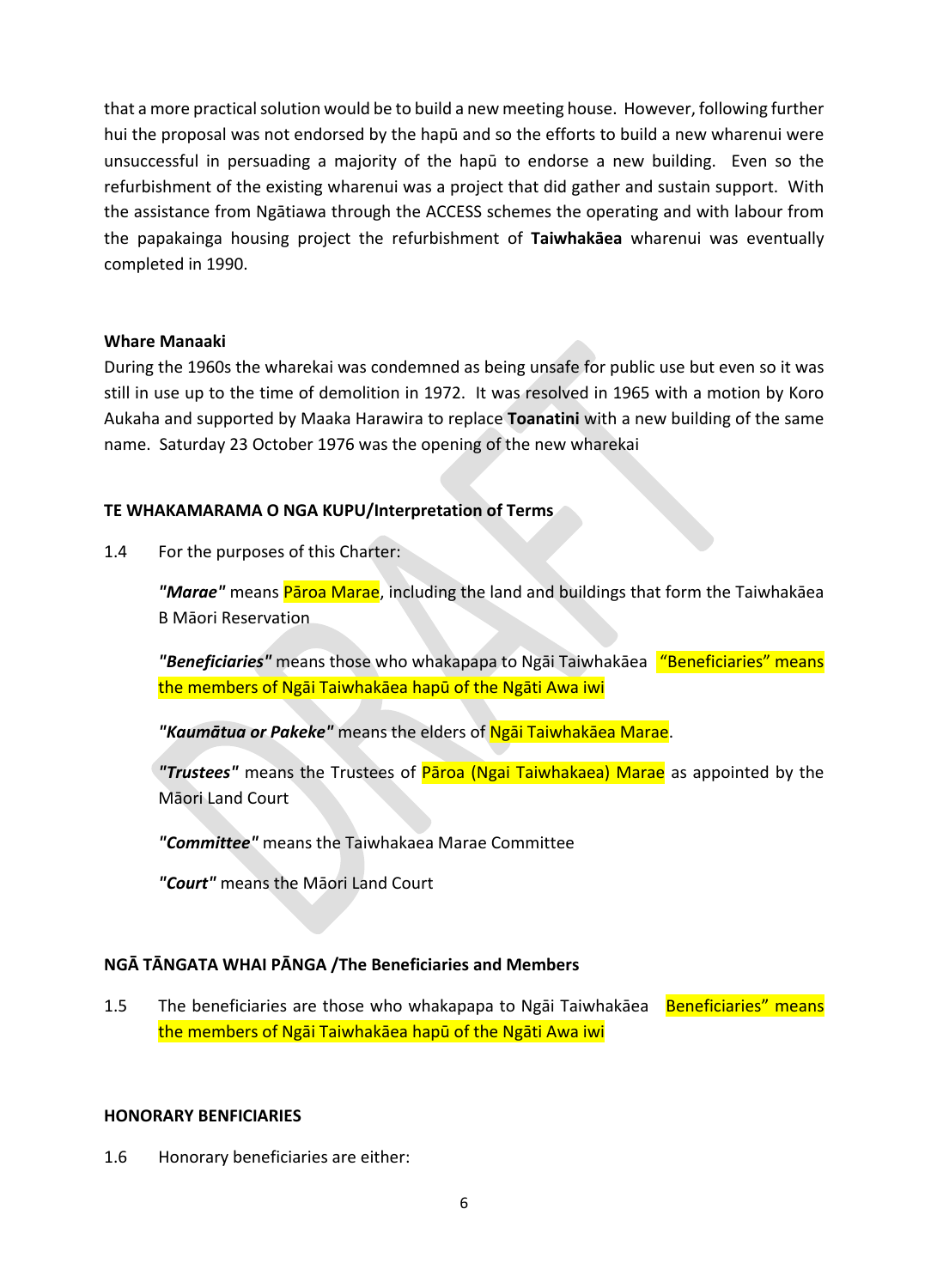that a more practical solution would be to build a new meeting house. However, following further hui the proposal was not endorsed by the hapū and so the efforts to build a new wharenui were unsuccessful in persuading a majority of the hapū to endorse a new building. Even so the refurbishment of the existing wharenui was a project that did gather and sustain support. With the assistance from Ngātiawa through the ACCESS schemes the operating and with labour from the papakainga housing project the refurbishment of **Taiwhakāea** wharenui was eventually completed in 1990.

**Whare Manaaki**

During the 1960s the wharekai was condemned as being unsafe for public use but even so it was still in use up to the time of demolition in 1972. It was resolved in 1965 with a motion by Koro Aukaha and supported by Maaka Harawira to replace **Toanatini** with a new building of the same name. Saturday 23 October 1976 was the opening of the new wharekai

**TE WHAKAMARAMA O NGA KUPU/Interpretation of Terms**

1.4 For the purposes of this Charter:

***"Marae"*** means Pāroa Marae, including the land and buildings that form the Taiwhakāea B Māori Reservation

***"Beneficiaries"*** means those who whakapapa to Ngāi Taiwhakāea "Beneficiaries" means the members of Ngāi Taiwhakāea hapū of the Ngāti Awa iwi

***"Kaumātua or Pakeke"*** means the elders of Ngāi Taiwhakāea Marae.

***"Trustees"*** means the Trustees of Pāroa (Ngai Taiwhakaea) Marae as appointed by the Māori Land Court

***"Committee"*** means the Taiwhakaea Marae Committee

***"Court"*** means the Māori Land Court

**NGĀ TĀNGATA WHAI PĀNGA /The Beneficiaries and Members**

1.5 The beneficiaries are those who whakapapa to Ngāi Taiwhakāea Beneficiaries" means the members of Ngāi Taiwhakāea hapū of the Ngāti Awa iwi

**HONORARY BENFICIARIES**

1.6 Honorary beneficiaries are either: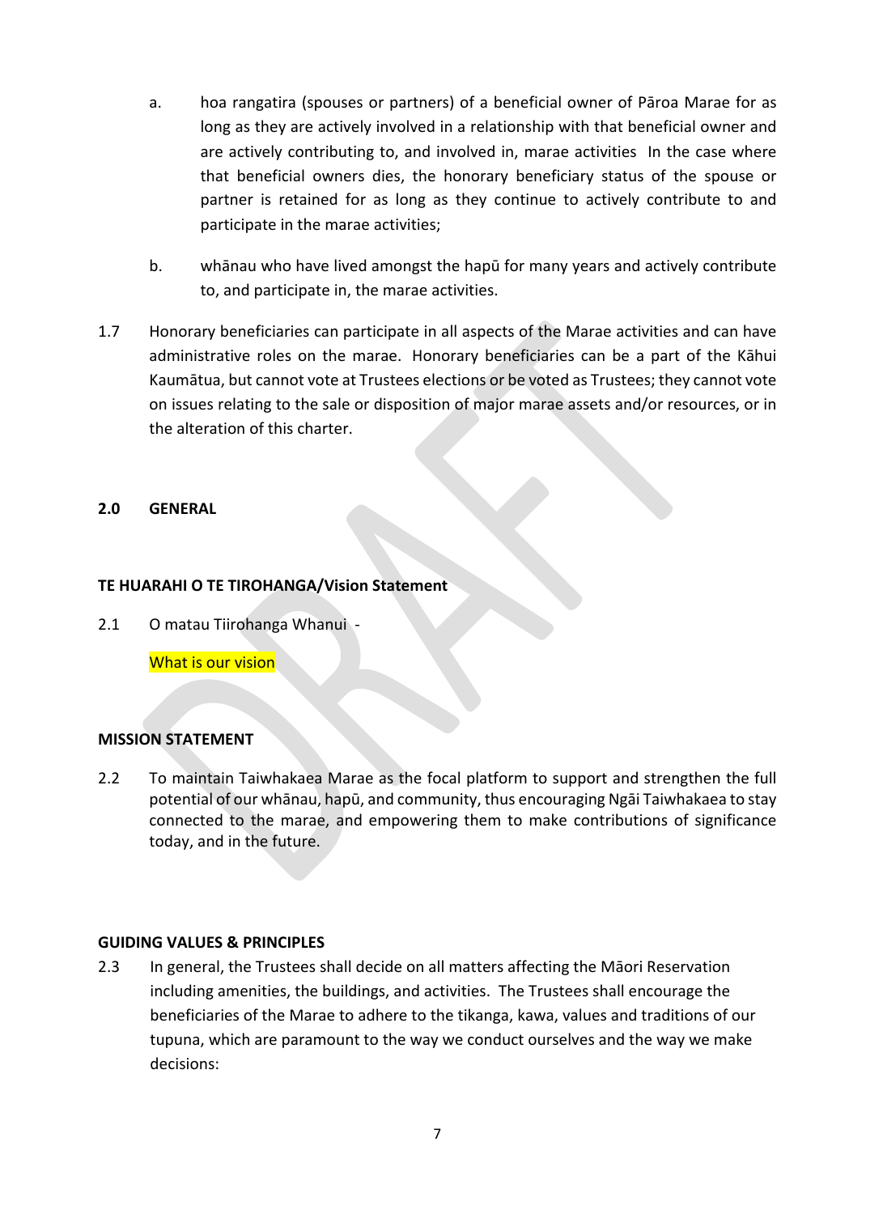a. hoa rangatira (spouses or partners) of a beneficial owner of Pāroa Marae for as long as they are actively involved in a relationship with that beneficial owner and are actively contributing to, and involved in, marae activities  In the case where that beneficial owners dies, the honorary beneficiary status of the spouse or partner is retained for as long as they continue to actively contribute to and participate in the marae activities;

b. whānau who have lived amongst the hapū for many years and actively contribute to, and participate in, the marae activities.

1.7 Honorary beneficiaries can participate in all aspects of the Marae activities and can have administrative roles on the marae. Honorary beneficiaries can be a part of the Kāhui Kaumātua, but cannot vote at Trustees elections or be voted as Trustees; they cannot vote on issues relating to the sale or disposition of major marae assets and/or resources, or in the alteration of this charter.

## 2.0 GENERAL

### TE HUARAHI O TE TIROHANGA/Vision Statement

2.1 O matau Tiirohanga Whanui -

What is our vision

### MISSION STATEMENT

2.2 To maintain Taiwhakaea Marae as the focal platform to support and strengthen the full potential of our whānau, hapū, and community, thus encouraging Ngāi Taiwhakaea to stay connected to the marae, and empowering them to make contributions of significance today, and in the future.

### GUIDING VALUES & PRINCIPLES

2.3 In general, the Trustees shall decide on all matters affecting the Māori Reservation including amenities, the buildings, and activities. The Trustees shall encourage the beneficiaries of the Marae to adhere to the tikanga, kawa, values and traditions of our tupuna, which are paramount to the way we conduct ourselves and the way we make decisions: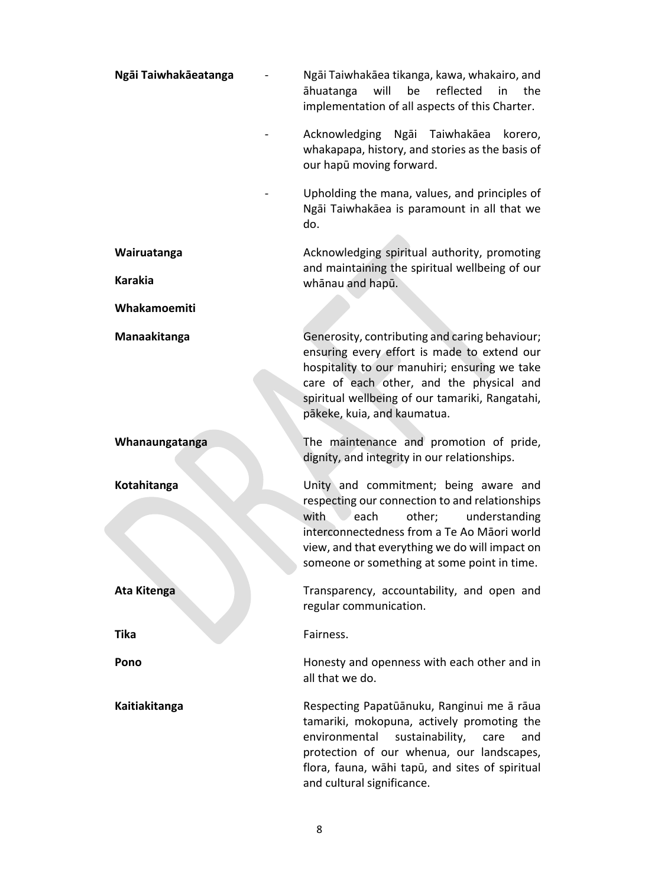**Ngāi Taiwhakāeatanga**

- Ngāi Taiwhakāea tikanga, kawa, whakairo, and āhuatanga will be reflected in the implementation of all aspects of this Charter.
- Acknowledging Ngāi Taiwhakāea korero, whakapapa, history, and stories as the basis of our hapū moving forward.
- Upholding the mana, values, and principles of Ngāi Taiwhakāea is paramount in all that we do.

**Wairuatanga**

**Karakia**

**Whakamoemiti**

Acknowledging spiritual authority, promoting and maintaining the spiritual wellbeing of our whānau and hapū.

**Manaakitanga**

Generosity, contributing and caring behaviour; ensuring every effort is made to extend our hospitality to our manuhiri; ensuring we take care of each other, and the physical and spiritual wellbeing of our tamariki, Rangatahi, pākeke, kuia, and kaumatua.

**Whanaungatanga**

The maintenance and promotion of pride, dignity, and integrity in our relationships.

**Kotahitanga**

Unity and commitment; being aware and respecting our connection to and relationships with each other; understanding interconnectedness from a Te Ao Māori world view, and that everything we do will impact on someone or something at some point in time.

**Ata Kitenga**

Transparency, accountability, and open and regular communication.

**Tika**

Fairness.

**Pono**

Honesty and openness with each other and in all that we do.

**Kaitiakitanga**

Respecting Papatūānuku, Ranginui me ā rāua tamariki, mokopuna, actively promoting the environmental sustainability, care and protection of our whenua, our landscapes, flora, fauna, wāhi tapū, and sites of spiritual and cultural significance.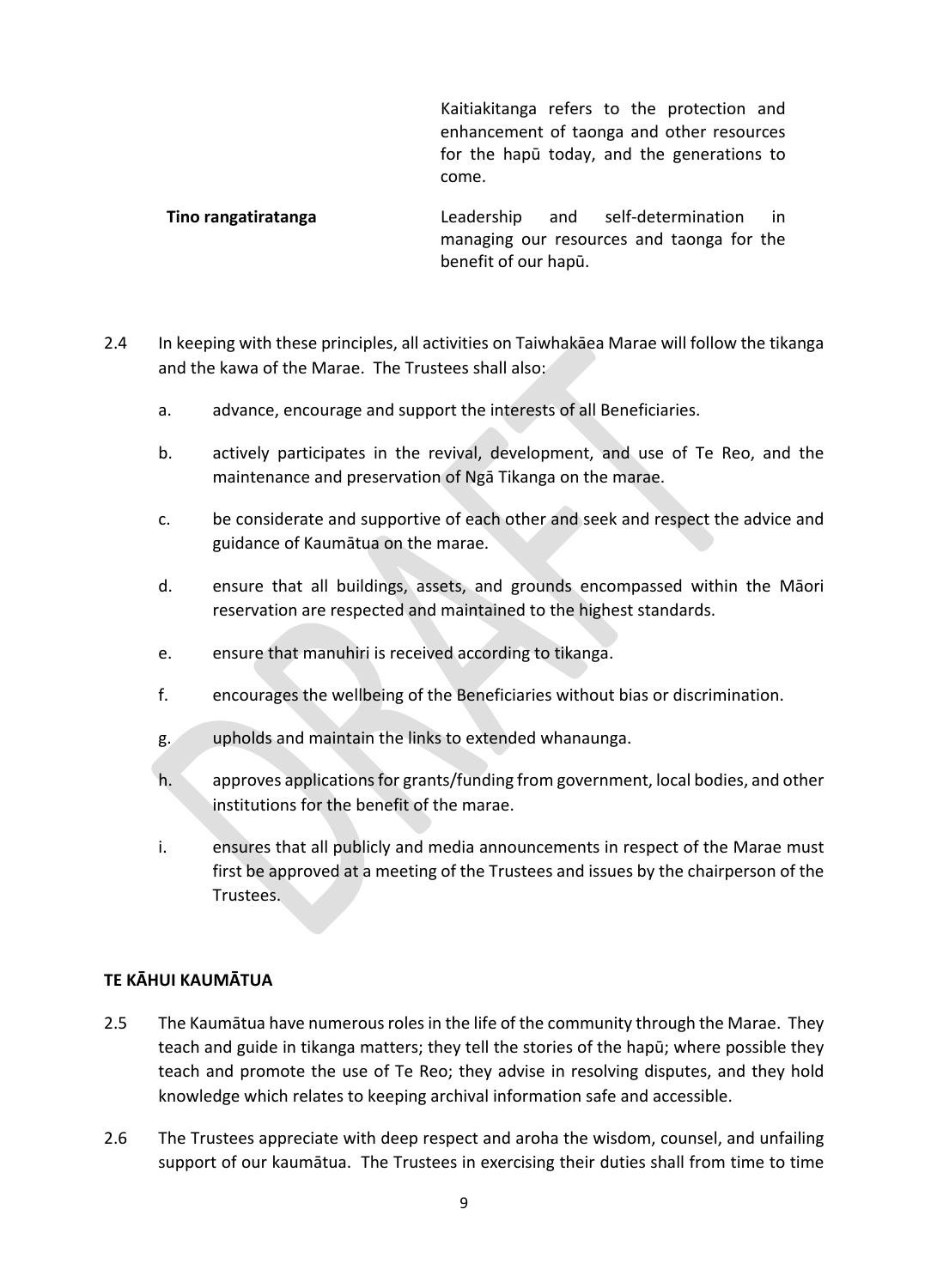|  |  |
|---|---|
|  | Kaitiakitanga refers to the protection and enhancement of taonga and other resources for the hapū today, and the generations to come. |
| **Tino rangatiratanga** | Leadership and self-determination in managing our resources and taonga for the benefit of our hapū. |

2.4 In keeping with these principles, all activities on Taiwhakāea Marae will follow the tikanga and the kawa of the Marae. The Trustees shall also:

a. advance, encourage and support the interests of all Beneficiaries.

b. actively participates in the revival, development, and use of Te Reo, and the maintenance and preservation of Ngā Tikanga on the marae.

c. be considerate and supportive of each other and seek and respect the advice and guidance of Kaumātua on the marae.

d. ensure that all buildings, assets, and grounds encompassed within the Māori reservation are respected and maintained to the highest standards.

e. ensure that manuhiri is received according to tikanga.

f. encourages the wellbeing of the Beneficiaries without bias or discrimination.

g. upholds and maintain the links to extended whanaunga.

h. approves applications for grants/funding from government, local bodies, and other institutions for the benefit of the marae.

i. ensures that all publicly and media announcements in respect of the Marae must first be approved at a meeting of the Trustees and issues by the chairperson of the Trustees.

**TE KĀHUI KAUMĀTUA**

2.5 The Kaumātua have numerous roles in the life of the community through the Marae. They teach and guide in tikanga matters; they tell the stories of the hapū; where possible they teach and promote the use of Te Reo; they advise in resolving disputes, and they hold knowledge which relates to keeping archival information safe and accessible.

2.6 The Trustees appreciate with deep respect and aroha the wisdom, counsel, and unfailing support of our kaumātua. The Trustees in exercising their duties shall from time to time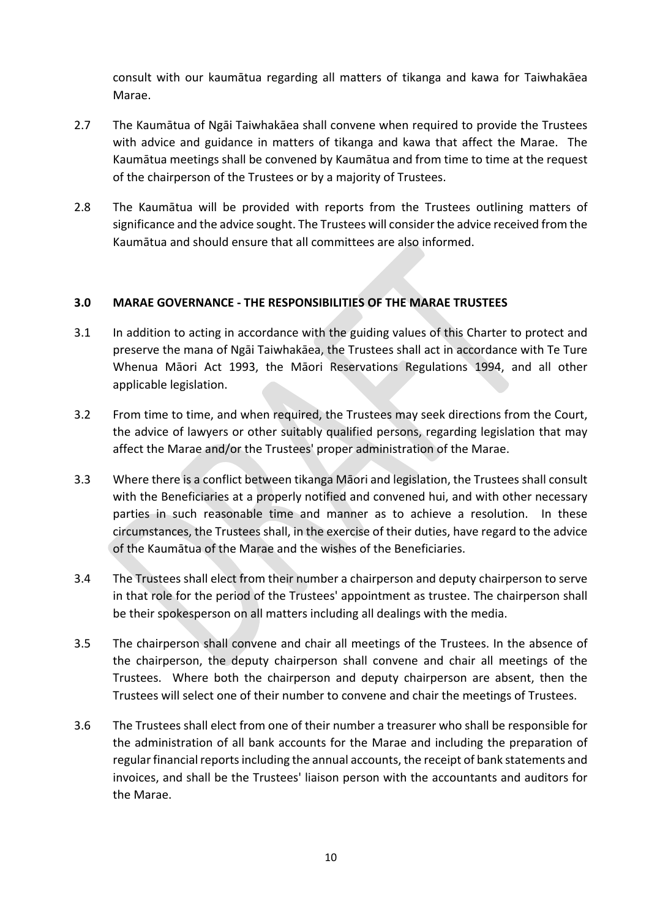consult with our kaumātua regarding all matters of tikanga and kawa for Taiwhakāea Marae.

2.7 The Kaumātua of Ngāi Taiwhakāea shall convene when required to provide the Trustees with advice and guidance in matters of tikanga and kawa that affect the Marae. The Kaumātua meetings shall be convened by Kaumātua and from time to time at the request of the chairperson of the Trustees or by a majority of Trustees.

2.8 The Kaumātua will be provided with reports from the Trustees outlining matters of significance and the advice sought. The Trustees will consider the advice received from the Kaumātua and should ensure that all committees are also informed.

### 3.0 MARAE GOVERNANCE - THE RESPONSIBILITIES OF THE MARAE TRUSTEES

3.1 In addition to acting in accordance with the guiding values of this Charter to protect and preserve the mana of Ngāi Taiwhakāea, the Trustees shall act in accordance with Te Ture Whenua Māori Act 1993, the Māori Reservations Regulations 1994, and all other applicable legislation.

3.2 From time to time, and when required, the Trustees may seek directions from the Court, the advice of lawyers or other suitably qualified persons, regarding legislation that may affect the Marae and/or the Trustees' proper administration of the Marae.

3.3 Where there is a conflict between tikanga Māori and legislation, the Trustees shall consult with the Beneficiaries at a properly notified and convened hui, and with other necessary parties in such reasonable time and manner as to achieve a resolution. In these circumstances, the Trustees shall, in the exercise of their duties, have regard to the advice of the Kaumātua of the Marae and the wishes of the Beneficiaries.

3.4 The Trustees shall elect from their number a chairperson and deputy chairperson to serve in that role for the period of the Trustees' appointment as trustee. The chairperson shall be their spokesperson on all matters including all dealings with the media.

3.5 The chairperson shall convene and chair all meetings of the Trustees. In the absence of the chairperson, the deputy chairperson shall convene and chair all meetings of the Trustees. Where both the chairperson and deputy chairperson are absent, then the Trustees will select one of their number to convene and chair the meetings of Trustees.

3.6 The Trustees shall elect from one of their number a treasurer who shall be responsible for the administration of all bank accounts for the Marae and including the preparation of regular financial reports including the annual accounts, the receipt of bank statements and invoices, and shall be the Trustees' liaison person with the accountants and auditors for the Marae.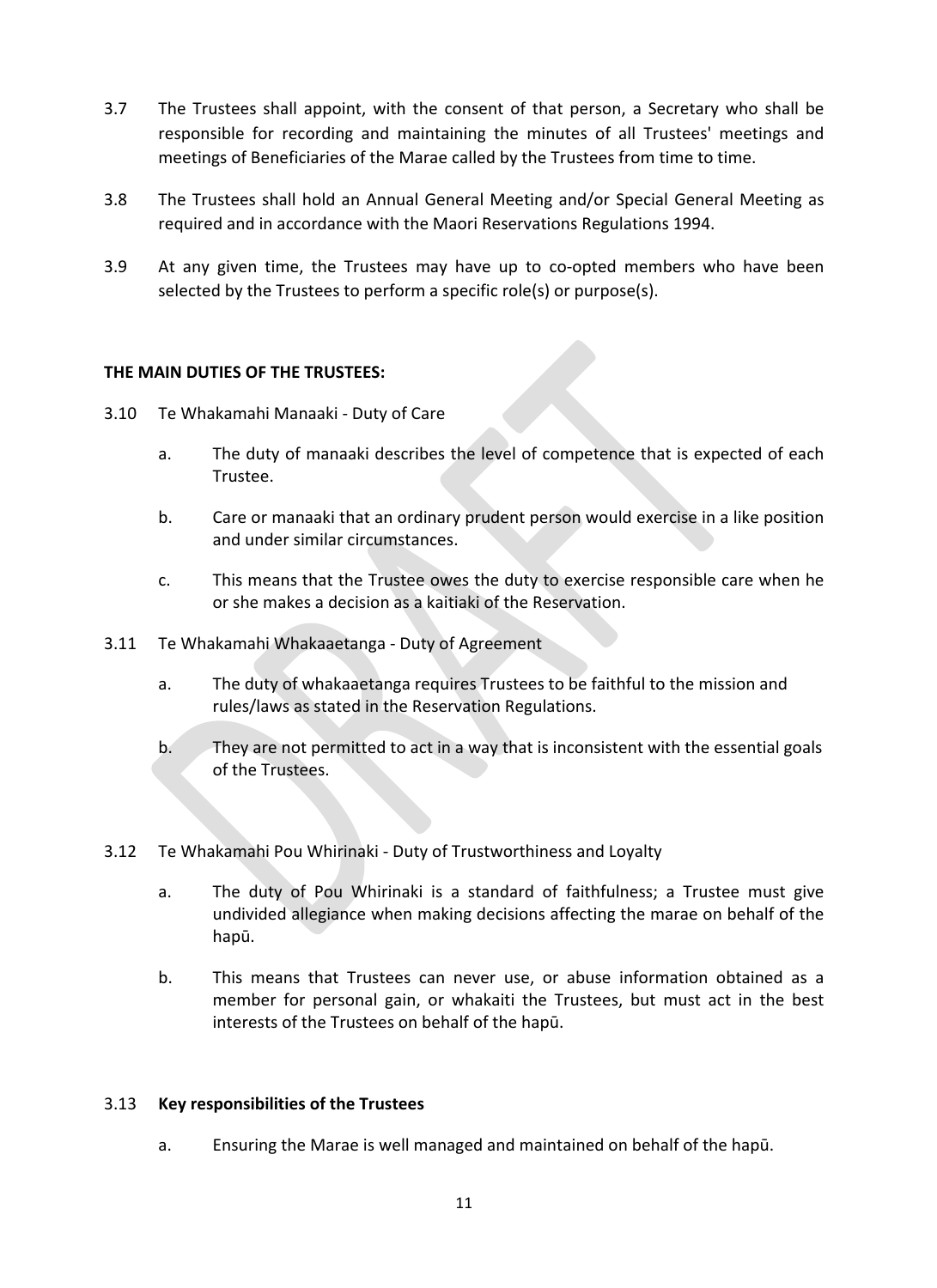3.7 The Trustees shall appoint, with the consent of that person, a Secretary who shall be responsible for recording and maintaining the minutes of all Trustees' meetings and meetings of Beneficiaries of the Marae called by the Trustees from time to time.

3.8 The Trustees shall hold an Annual General Meeting and/or Special General Meeting as required and in accordance with the Maori Reservations Regulations 1994.

3.9 At any given time, the Trustees may have up to co-opted members who have been selected by the Trustees to perform a specific role(s) or purpose(s).

**THE MAIN DUTIES OF THE TRUSTEES:**

3.10 Te Whakamahi Manaaki - Duty of Care

a. The duty of manaaki describes the level of competence that is expected of each Trustee.

b. Care or manaaki that an ordinary prudent person would exercise in a like position and under similar circumstances.

c. This means that the Trustee owes the duty to exercise responsible care when he or she makes a decision as a kaitiaki of the Reservation.

3.11 Te Whakamahi Whakaaetanga - Duty of Agreement

a. The duty of whakaaetanga requires Trustees to be faithful to the mission and rules/laws as stated in the Reservation Regulations.

b. They are not permitted to act in a way that is inconsistent with the essential goals of the Trustees.

3.12 Te Whakamahi Pou Whirinaki - Duty of Trustworthiness and Loyalty

a. The duty of Pou Whirinaki is a standard of faithfulness; a Trustee must give undivided allegiance when making decisions affecting the marae on behalf of the hapū.

b. This means that Trustees can never use, or abuse information obtained as a member for personal gain, or whakaiti the Trustees, but must act in the best interests of the Trustees on behalf of the hapū.

3.13 **Key responsibilities of the Trustees**

a. Ensuring the Marae is well managed and maintained on behalf of the hapū.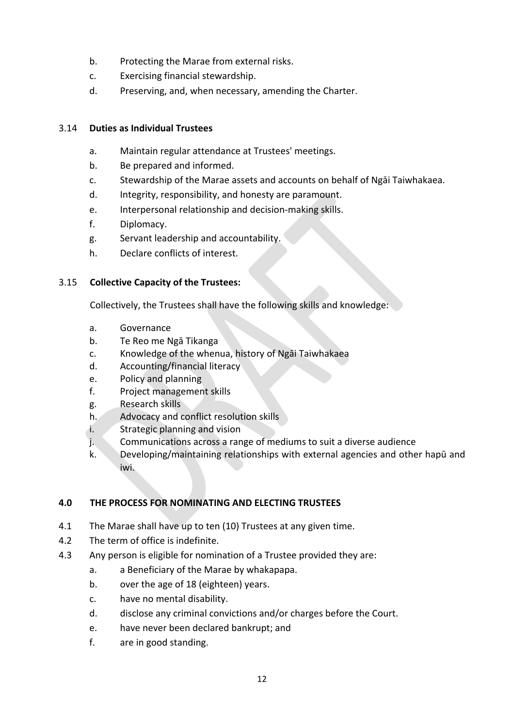b. Protecting the Marae from external risks.
c. Exercising financial stewardship.
d. Preserving, and, when necessary, amending the Charter.

3.14 **Duties as Individual Trustees**

a. Maintain regular attendance at Trustees' meetings.
b. Be prepared and informed.
c. Stewardship of the Marae assets and accounts on behalf of Ngāi Taiwhakaea.
d. Integrity, responsibility, and honesty are paramount.
e. Interpersonal relationship and decision-making skills.
f. Diplomacy.
g. Servant leadership and accountability.
h. Declare conflicts of interest.

3.15 **Collective Capacity of the Trustees:**

Collectively, the Trustees shall have the following skills and knowledge:

a. Governance
b. Te Reo me Ngā Tikanga
c. Knowledge of the whenua, history of Ngāi Taiwhakaea
d. Accounting/financial literacy
e. Policy and planning
f. Project management skills
g. Research skills
h. Advocacy and conflict resolution skills
i. Strategic planning and vision
j. Communications across a range of mediums to suit a diverse audience
k. Developing/maintaining relationships with external agencies and other hapū and iwi.

## 4.0 THE PROCESS FOR NOMINATING AND ELECTING TRUSTEES

4.1 The Marae shall have up to ten (10) Trustees at any given time.

4.2 The term of office is indefinite.

4.3 Any person is eligible for nomination of a Trustee provided they are:

a. a Beneficiary of the Marae by whakapapa.
b. over the age of 18 (eighteen) years.
c. have no mental disability.
d. disclose any criminal convictions and/or charges before the Court.
e. have never been declared bankrupt; and
f. are in good standing.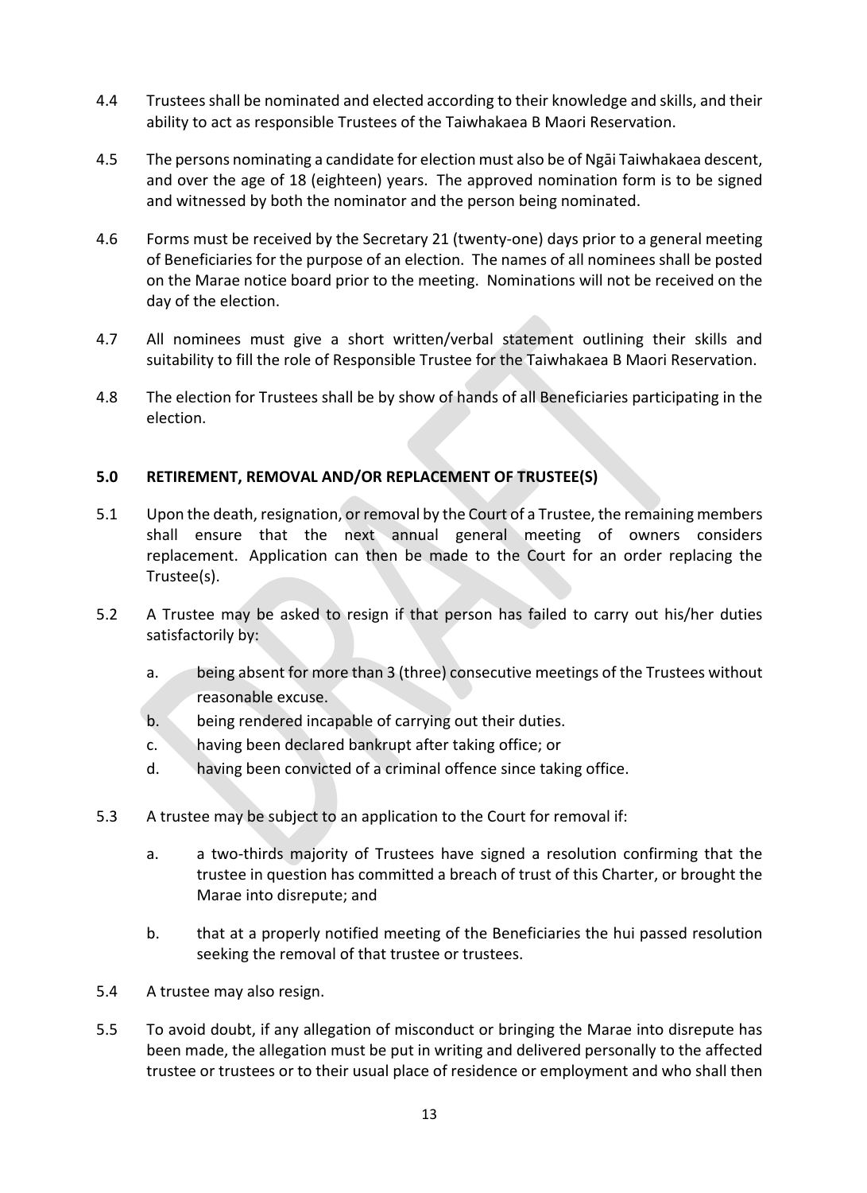4.4 Trustees shall be nominated and elected according to their knowledge and skills, and their ability to act as responsible Trustees of the Taiwhakaea B Maori Reservation.

4.5 The persons nominating a candidate for election must also be of Ngāi Taiwhakaea descent, and over the age of 18 (eighteen) years. The approved nomination form is to be signed and witnessed by both the nominator and the person being nominated.

4.6 Forms must be received by the Secretary 21 (twenty-one) days prior to a general meeting of Beneficiaries for the purpose of an election. The names of all nominees shall be posted on the Marae notice board prior to the meeting. Nominations will not be received on the day of the election.

4.7 All nominees must give a short written/verbal statement outlining their skills and suitability to fill the role of Responsible Trustee for the Taiwhakaea B Maori Reservation.

4.8 The election for Trustees shall be by show of hands of all Beneficiaries participating in the election.

**5.0 RETIREMENT, REMOVAL AND/OR REPLACEMENT OF TRUSTEE(S)**

5.1 Upon the death, resignation, or removal by the Court of a Trustee, the remaining members shall ensure that the next annual general meeting of owners considers replacement. Application can then be made to the Court for an order replacing the Trustee(s).

5.2 A Trustee may be asked to resign if that person has failed to carry out his/her duties satisfactorily by:

a. being absent for more than 3 (three) consecutive meetings of the Trustees without reasonable excuse.
b. being rendered incapable of carrying out their duties.
c. having been declared bankrupt after taking office; or
d. having been convicted of a criminal offence since taking office.

5.3 A trustee may be subject to an application to the Court for removal if:

a. a two-thirds majority of Trustees have signed a resolution confirming that the trustee in question has committed a breach of trust of this Charter, or brought the Marae into disrepute; and

b. that at a properly notified meeting of the Beneficiaries the hui passed resolution seeking the removal of that trustee or trustees.

5.4 A trustee may also resign.

5.5 To avoid doubt, if any allegation of misconduct or bringing the Marae into disrepute has been made, the allegation must be put in writing and delivered personally to the affected trustee or trustees or to their usual place of residence or employment and who shall then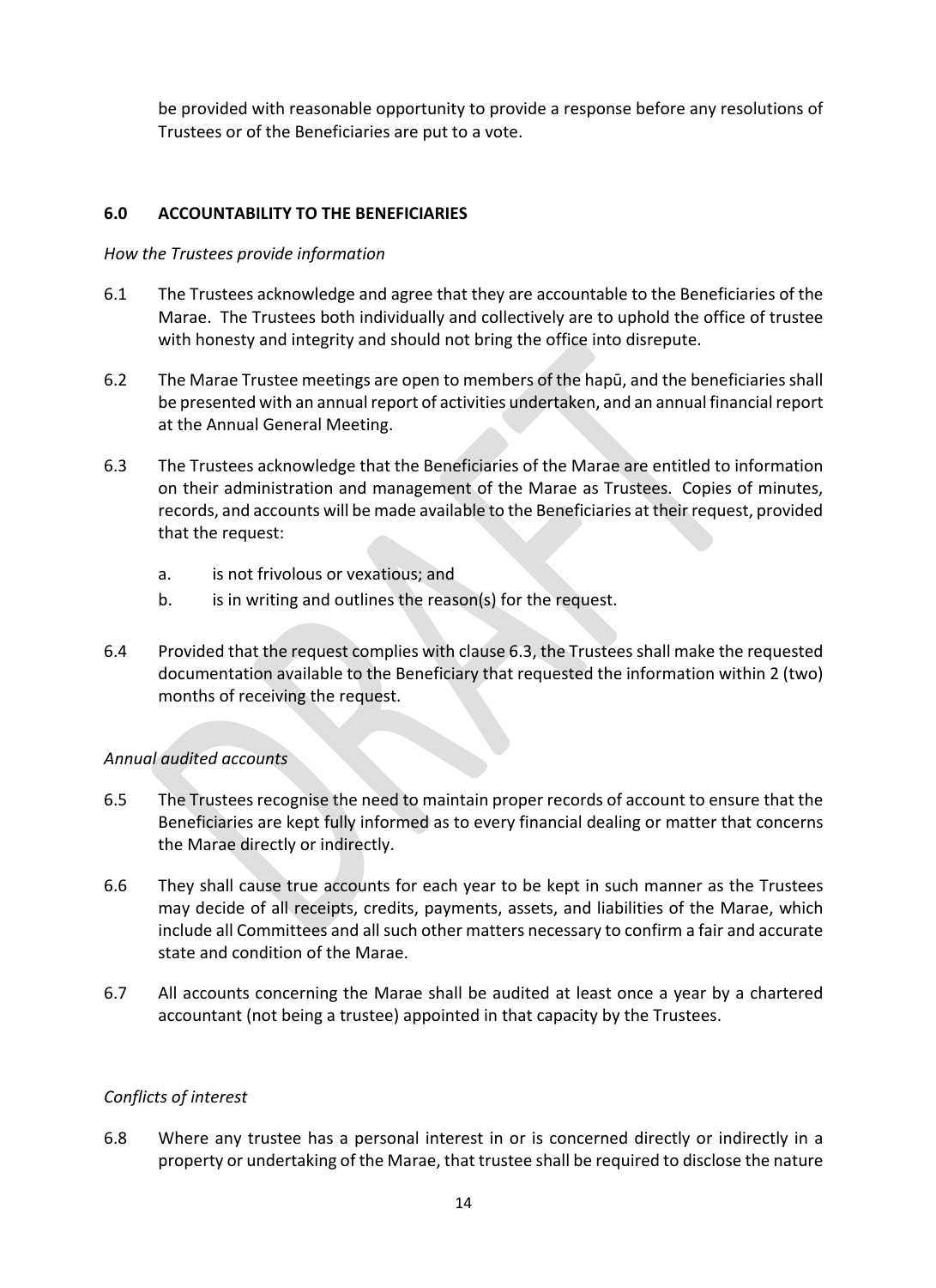be provided with reasonable opportunity to provide a response before any resolutions of Trustees or of the Beneficiaries are put to a vote.

## 6.0 ACCOUNTABILITY TO THE BENEFICIARIES

*How the Trustees provide information*

6.1 The Trustees acknowledge and agree that they are accountable to the Beneficiaries of the Marae. The Trustees both individually and collectively are to uphold the office of trustee with honesty and integrity and should not bring the office into disrepute.

6.2 The Marae Trustee meetings are open to members of the hapū, and the beneficiaries shall be presented with an annual report of activities undertaken, and an annual financial report at the Annual General Meeting.

6.3 The Trustees acknowledge that the Beneficiaries of the Marae are entitled to information on their administration and management of the Marae as Trustees. Copies of minutes, records, and accounts will be made available to the Beneficiaries at their request, provided that the request:

   a. is not frivolous or vexatious; and
   
   b. is in writing and outlines the reason(s) for the request.

6.4 Provided that the request complies with clause 6.3, the Trustees shall make the requested documentation available to the Beneficiary that requested the information within 2 (two) months of receiving the request.

*Annual audited accounts*

6.5 The Trustees recognise the need to maintain proper records of account to ensure that the Beneficiaries are kept fully informed as to every financial dealing or matter that concerns the Marae directly or indirectly.

6.6 They shall cause true accounts for each year to be kept in such manner as the Trustees may decide of all receipts, credits, payments, assets, and liabilities of the Marae, which include all Committees and all such other matters necessary to confirm a fair and accurate state and condition of the Marae.

6.7 All accounts concerning the Marae shall be audited at least once a year by a chartered accountant (not being a trustee) appointed in that capacity by the Trustees.

*Conflicts of interest*

6.8 Where any trustee has a personal interest in or is concerned directly or indirectly in a property or undertaking of the Marae, that trustee shall be required to disclose the nature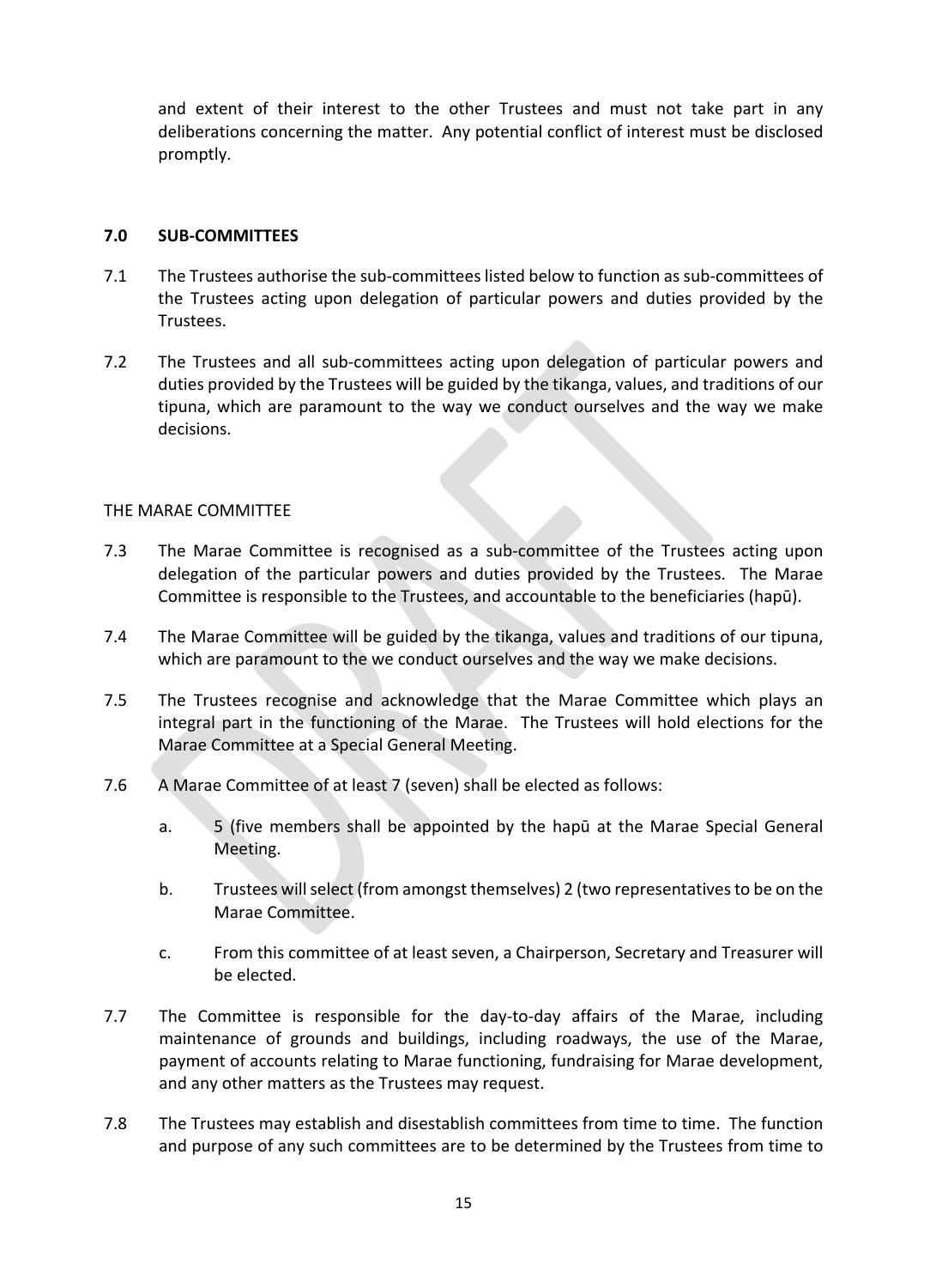and extent of their interest to the other Trustees and must not take part in any deliberations concerning the matter. Any potential conflict of interest must be disclosed promptly.

## 7.0 SUB-COMMITTEES

7.1 The Trustees authorise the sub-committees listed below to function as sub-committees of the Trustees acting upon delegation of particular powers and duties provided by the Trustees.

7.2 The Trustees and all sub-committees acting upon delegation of particular powers and duties provided by the Trustees will be guided by the tikanga, values, and traditions of our tipuna, which are paramount to the way we conduct ourselves and the way we make decisions.

THE MARAE COMMITTEE

7.3 The Marae Committee is recognised as a sub-committee of the Trustees acting upon delegation of the particular powers and duties provided by the Trustees. The Marae Committee is responsible to the Trustees, and accountable to the beneficiaries (hapū).

7.4 The Marae Committee will be guided by the tikanga, values and traditions of our tipuna, which are paramount to the we conduct ourselves and the way we make decisions.

7.5 The Trustees recognise and acknowledge that the Marae Committee which plays an integral part in the functioning of the Marae. The Trustees will hold elections for the Marae Committee at a Special General Meeting.

7.6 A Marae Committee of at least 7 (seven) shall be elected as follows:

   a. 5 (five members shall be appointed by the hapū at the Marae Special General Meeting.

   b. Trustees will select (from amongst themselves) 2 (two representatives to be on the Marae Committee.

   c. From this committee of at least seven, a Chairperson, Secretary and Treasurer will be elected.

7.7 The Committee is responsible for the day-to-day affairs of the Marae, including maintenance of grounds and buildings, including roadways, the use of the Marae, payment of accounts relating to Marae functioning, fundraising for Marae development, and any other matters as the Trustees may request.

7.8 The Trustees may establish and disestablish committees from time to time. The function and purpose of any such committees are to be determined by the Trustees from time to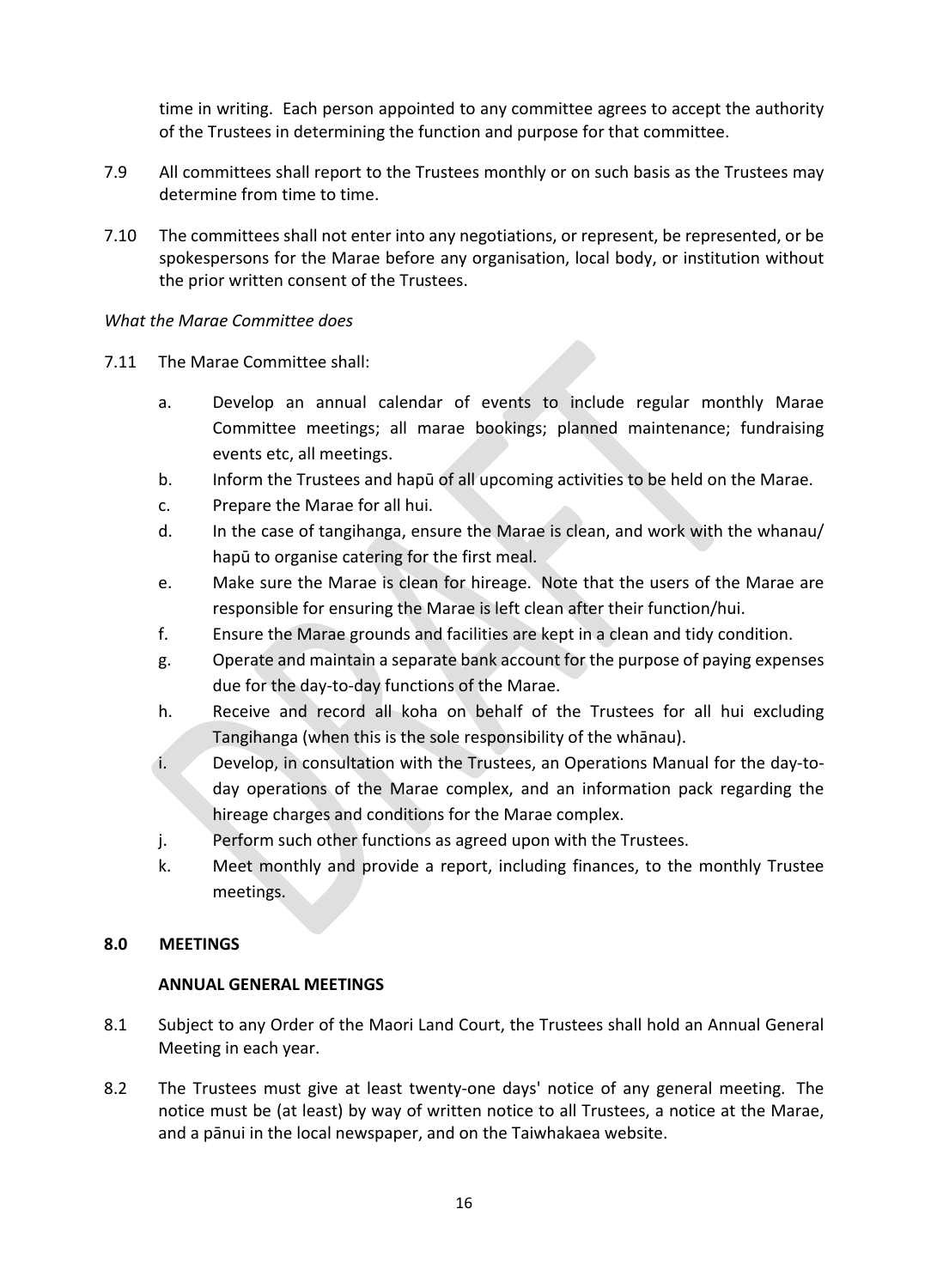time in writing. Each person appointed to any committee agrees to accept the authority of the Trustees in determining the function and purpose for that committee.

7.9 All committees shall report to the Trustees monthly or on such basis as the Trustees may determine from time to time.

7.10 The committees shall not enter into any negotiations, or represent, be represented, or be spokespersons for the Marae before any organisation, local body, or institution without the prior written consent of the Trustees.

*What the Marae Committee does*

7.11 The Marae Committee shall:

a. Develop an annual calendar of events to include regular monthly Marae Committee meetings; all marae bookings; planned maintenance; fundraising events etc, all meetings.
b. Inform the Trustees and hapū of all upcoming activities to be held on the Marae.
c. Prepare the Marae for all hui.
d. In the case of tangihanga, ensure the Marae is clean, and work with the whanau/ hapū to organise catering for the first meal.
e. Make sure the Marae is clean for hireage. Note that the users of the Marae are responsible for ensuring the Marae is left clean after their function/hui.
f. Ensure the Marae grounds and facilities are kept in a clean and tidy condition.
g. Operate and maintain a separate bank account for the purpose of paying expenses due for the day-to-day functions of the Marae.
h. Receive and record all koha on behalf of the Trustees for all hui excluding Tangihanga (when this is the sole responsibility of the whānau).
i. Develop, in consultation with the Trustees, an Operations Manual for the day-to-day operations of the Marae complex, and an information pack regarding the hireage charges and conditions for the Marae complex.
j. Perform such other functions as agreed upon with the Trustees.
k. Meet monthly and provide a report, including finances, to the monthly Trustee meetings.

## 8.0 MEETINGS

### ANNUAL GENERAL MEETINGS

8.1 Subject to any Order of the Maori Land Court, the Trustees shall hold an Annual General Meeting in each year.

8.2 The Trustees must give at least twenty-one days' notice of any general meeting. The notice must be (at least) by way of written notice to all Trustees, a notice at the Marae, and a pānui in the local newspaper, and on the Taiwhakaea website.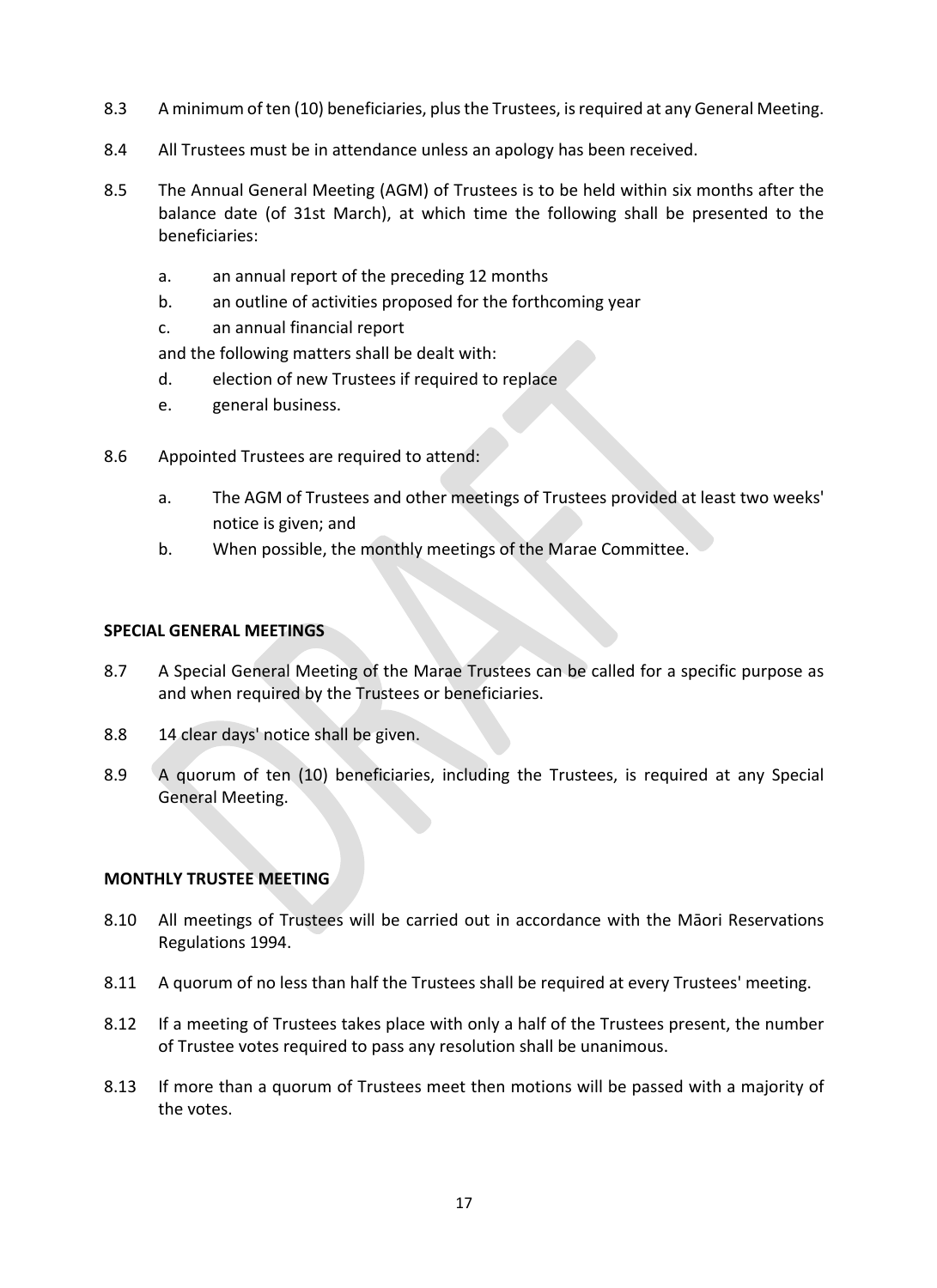8.3 A minimum of ten (10) beneficiaries, plus the Trustees, is required at any General Meeting.

8.4 All Trustees must be in attendance unless an apology has been received.

8.5 The Annual General Meeting (AGM) of Trustees is to be held within six months after the balance date (of 31st March), at which time the following shall be presented to the beneficiaries:

- a. an annual report of the preceding 12 months
- b. an outline of activities proposed for the forthcoming year
- c. an annual financial report

and the following matters shall be dealt with:

- d. election of new Trustees if required to replace
- e. general business.

8.6 Appointed Trustees are required to attend:

- a. The AGM of Trustees and other meetings of Trustees provided at least two weeks' notice is given; and
- b. When possible, the monthly meetings of the Marae Committee.

**SPECIAL GENERAL MEETINGS**

8.7 A Special General Meeting of the Marae Trustees can be called for a specific purpose as and when required by the Trustees or beneficiaries.

8.8 14 clear days' notice shall be given.

8.9 A quorum of ten (10) beneficiaries, including the Trustees, is required at any Special General Meeting.

**MONTHLY TRUSTEE MEETING**

8.10 All meetings of Trustees will be carried out in accordance with the Māori Reservations Regulations 1994.

8.11 A quorum of no less than half the Trustees shall be required at every Trustees' meeting.

8.12 If a meeting of Trustees takes place with only a half of the Trustees present, the number of Trustee votes required to pass any resolution shall be unanimous.

8.13 If more than a quorum of Trustees meet then motions will be passed with a majority of the votes.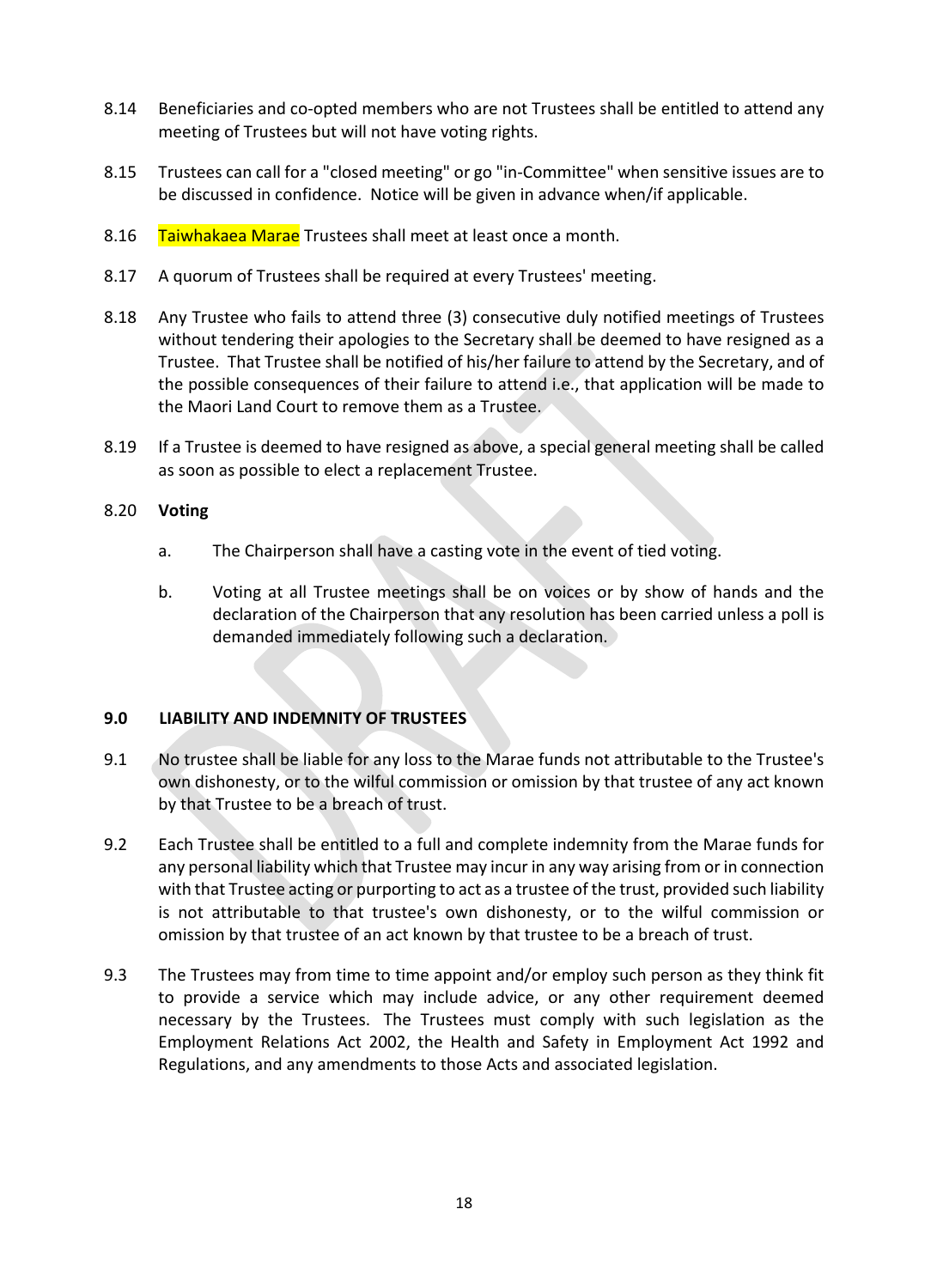8.14 Beneficiaries and co-opted members who are not Trustees shall be entitled to attend any meeting of Trustees but will not have voting rights.

8.15 Trustees can call for a "closed meeting" or go "in-Committee" when sensitive issues are to be discussed in confidence. Notice will be given in advance when/if applicable.

8.16 Taiwhakaea Marae Trustees shall meet at least once a month.

8.17 A quorum of Trustees shall be required at every Trustees' meeting.

8.18 Any Trustee who fails to attend three (3) consecutive duly notified meetings of Trustees without tendering their apologies to the Secretary shall be deemed to have resigned as a Trustee. That Trustee shall be notified of his/her failure to attend by the Secretary, and of the possible consequences of their failure to attend i.e., that application will be made to the Maori Land Court to remove them as a Trustee.

8.19 If a Trustee is deemed to have resigned as above, a special general meeting shall be called as soon as possible to elect a replacement Trustee.

8.20 **Voting**

a. The Chairperson shall have a casting vote in the event of tied voting.

b. Voting at all Trustee meetings shall be on voices or by show of hands and the declaration of the Chairperson that any resolution has been carried unless a poll is demanded immediately following such a declaration.

## 9.0 LIABILITY AND INDEMNITY OF TRUSTEES

9.1 No trustee shall be liable for any loss to the Marae funds not attributable to the Trustee's own dishonesty, or to the wilful commission or omission by that trustee of any act known by that Trustee to be a breach of trust.

9.2 Each Trustee shall be entitled to a full and complete indemnity from the Marae funds for any personal liability which that Trustee may incur in any way arising from or in connection with that Trustee acting or purporting to act as a trustee of the trust, provided such liability is not attributable to that trustee's own dishonesty, or to the wilful commission or omission by that trustee of an act known by that trustee to be a breach of trust.

9.3 The Trustees may from time to time appoint and/or employ such person as they think fit to provide a service which may include advice, or any other requirement deemed necessary by the Trustees. The Trustees must comply with such legislation as the Employment Relations Act 2002, the Health and Safety in Employment Act 1992 and Regulations, and any amendments to those Acts and associated legislation.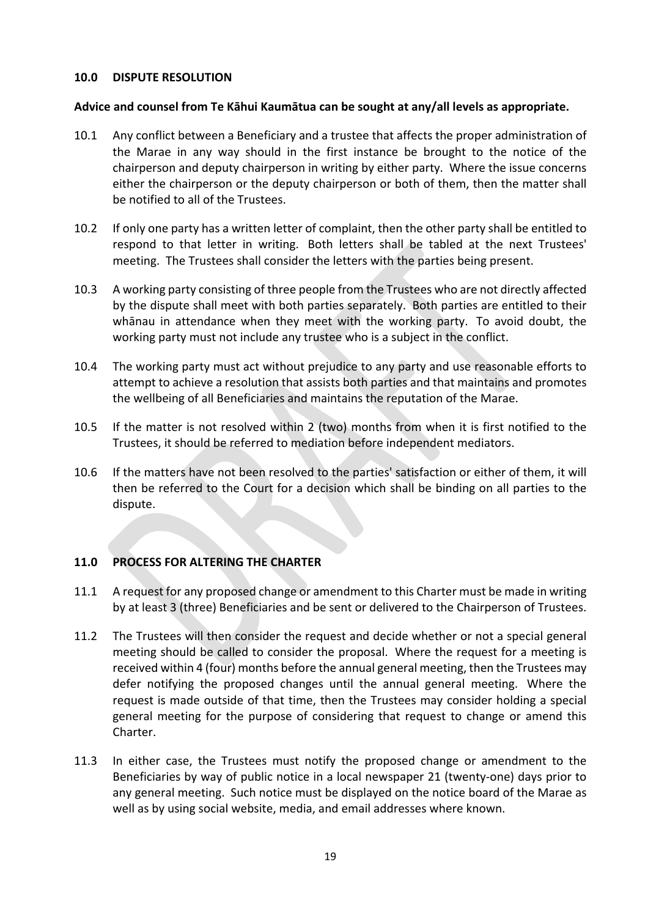## 10.0 DISPUTE RESOLUTION

**Advice and counsel from Te Kāhui Kaumātua can be sought at any/all levels as appropriate.**

10.1 Any conflict between a Beneficiary and a trustee that affects the proper administration of the Marae in any way should in the first instance be brought to the notice of the chairperson and deputy chairperson in writing by either party. Where the issue concerns either the chairperson or the deputy chairperson or both of them, then the matter shall be notified to all of the Trustees.

10.2 If only one party has a written letter of complaint, then the other party shall be entitled to respond to that letter in writing. Both letters shall be tabled at the next Trustees' meeting. The Trustees shall consider the letters with the parties being present.

10.3 A working party consisting of three people from the Trustees who are not directly affected by the dispute shall meet with both parties separately. Both parties are entitled to their whānau in attendance when they meet with the working party. To avoid doubt, the working party must not include any trustee who is a subject in the conflict.

10.4 The working party must act without prejudice to any party and use reasonable efforts to attempt to achieve a resolution that assists both parties and that maintains and promotes the wellbeing of all Beneficiaries and maintains the reputation of the Marae.

10.5 If the matter is not resolved within 2 (two) months from when it is first notified to the Trustees, it should be referred to mediation before independent mediators.

10.6 If the matters have not been resolved to the parties' satisfaction or either of them, it will then be referred to the Court for a decision which shall be binding on all parties to the dispute.

## 11.0 PROCESS FOR ALTERING THE CHARTER

11.1 A request for any proposed change or amendment to this Charter must be made in writing by at least 3 (three) Beneficiaries and be sent or delivered to the Chairperson of Trustees.

11.2 The Trustees will then consider the request and decide whether or not a special general meeting should be called to consider the proposal. Where the request for a meeting is received within 4 (four) months before the annual general meeting, then the Trustees may defer notifying the proposed changes until the annual general meeting. Where the request is made outside of that time, then the Trustees may consider holding a special general meeting for the purpose of considering that request to change or amend this Charter.

11.3 In either case, the Trustees must notify the proposed change or amendment to the Beneficiaries by way of public notice in a local newspaper 21 (twenty-one) days prior to any general meeting. Such notice must be displayed on the notice board of the Marae as well as by using social website, media, and email addresses where known.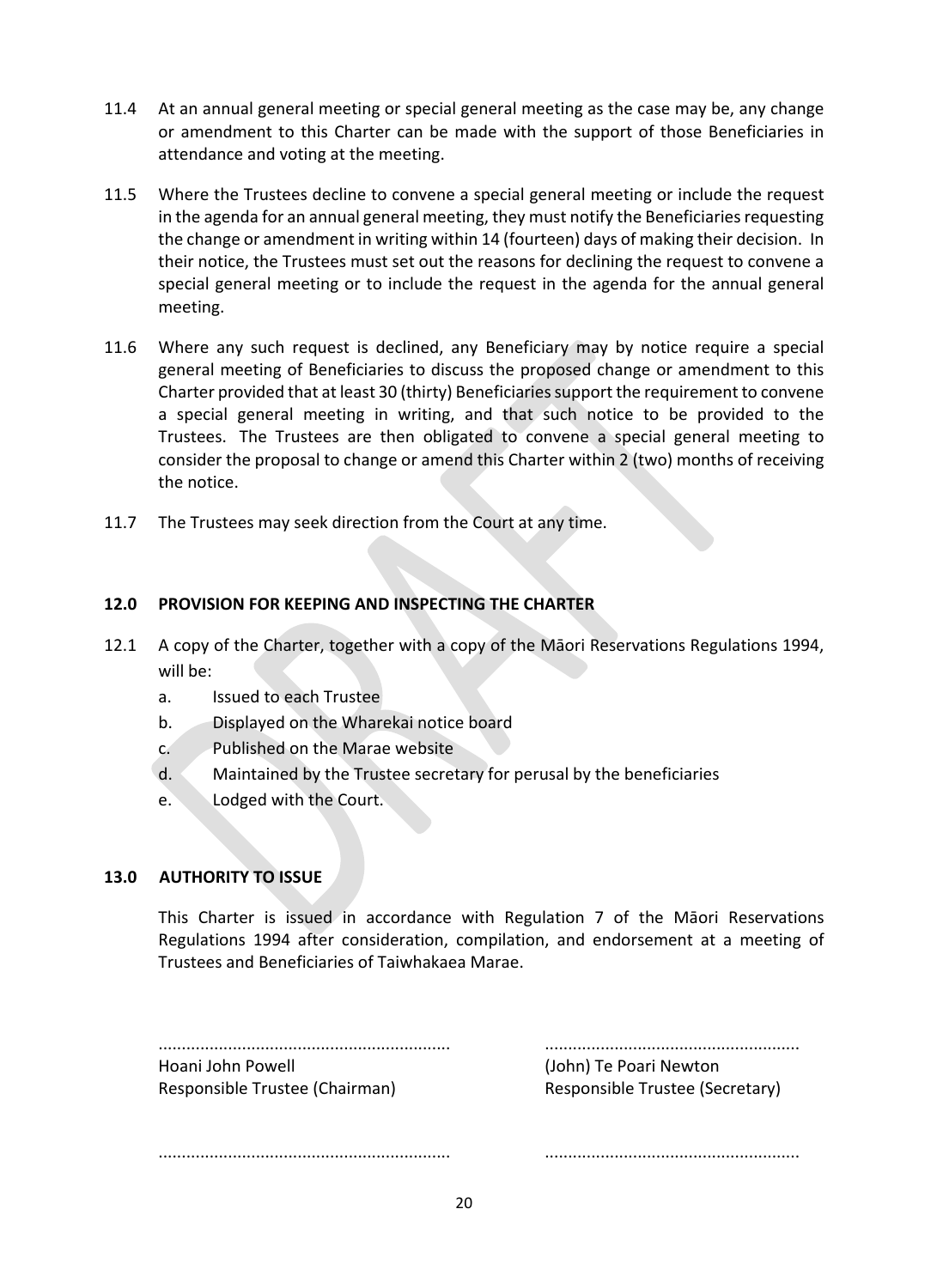11.4 At an annual general meeting or special general meeting as the case may be, any change or amendment to this Charter can be made with the support of those Beneficiaries in attendance and voting at the meeting.

11.5 Where the Trustees decline to convene a special general meeting or include the request in the agenda for an annual general meeting, they must notify the Beneficiaries requesting the change or amendment in writing within 14 (fourteen) days of making their decision. In their notice, the Trustees must set out the reasons for declining the request to convene a special general meeting or to include the request in the agenda for the annual general meeting.

11.6 Where any such request is declined, any Beneficiary may by notice require a special general meeting of Beneficiaries to discuss the proposed change or amendment to this Charter provided that at least 30 (thirty) Beneficiaries support the requirement to convene a special general meeting in writing, and that such notice to be provided to the Trustees. The Trustees are then obligated to convene a special general meeting to consider the proposal to change or amend this Charter within 2 (two) months of receiving the notice.

11.7 The Trustees may seek direction from the Court at any time.

## 12.0 PROVISION FOR KEEPING AND INSPECTING THE CHARTER

12.1 A copy of the Charter, together with a copy of the Māori Reservations Regulations 1994, will be:

a. Issued to each Trustee
b. Displayed on the Wharekai notice board
c. Published on the Marae website
d. Maintained by the Trustee secretary for perusal by the beneficiaries
e. Lodged with the Court.

## 13.0 AUTHORITY TO ISSUE

This Charter is issued in accordance with Regulation 7 of the Māori Reservations Regulations 1994 after consideration, compilation, and endorsement at a meeting of Trustees and Beneficiaries of Taiwhakaea Marae.

| | |
|---|---|
| .............................................................. | ...................................................... |
| Hoani John Powell | (John) Te Poari Newton |
| Responsible Trustee (Chairman) | Responsible Trustee (Secretary) |
| .............................................................. | ...................................................... |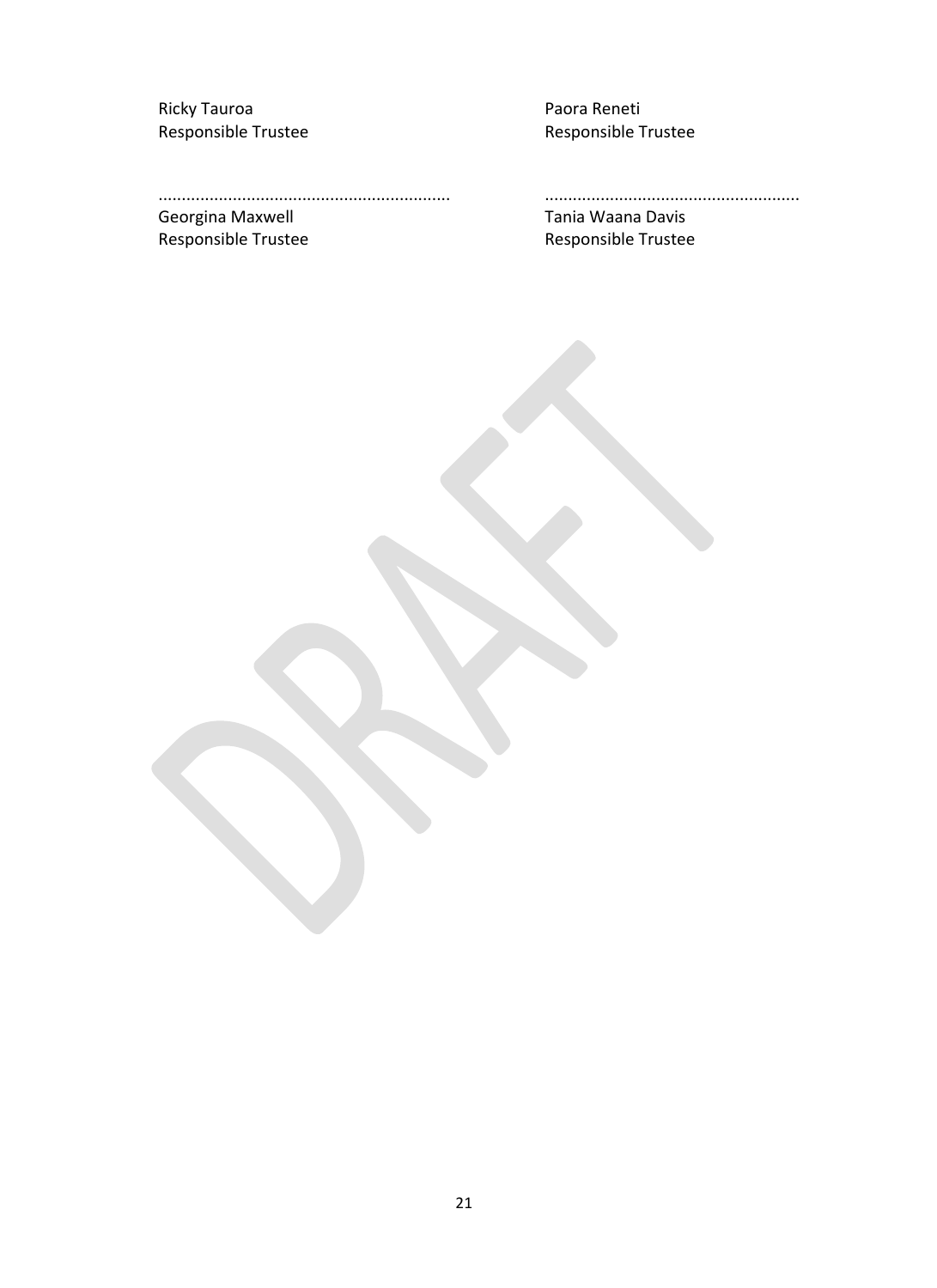Ricky Tauroa
Responsible Trustee

Paora Reneti
Responsible Trustee

..............................................................
Georgina Maxwell
Responsible Trustee

......................................................
Tania Waana Davis
Responsible Trustee

DRAFT